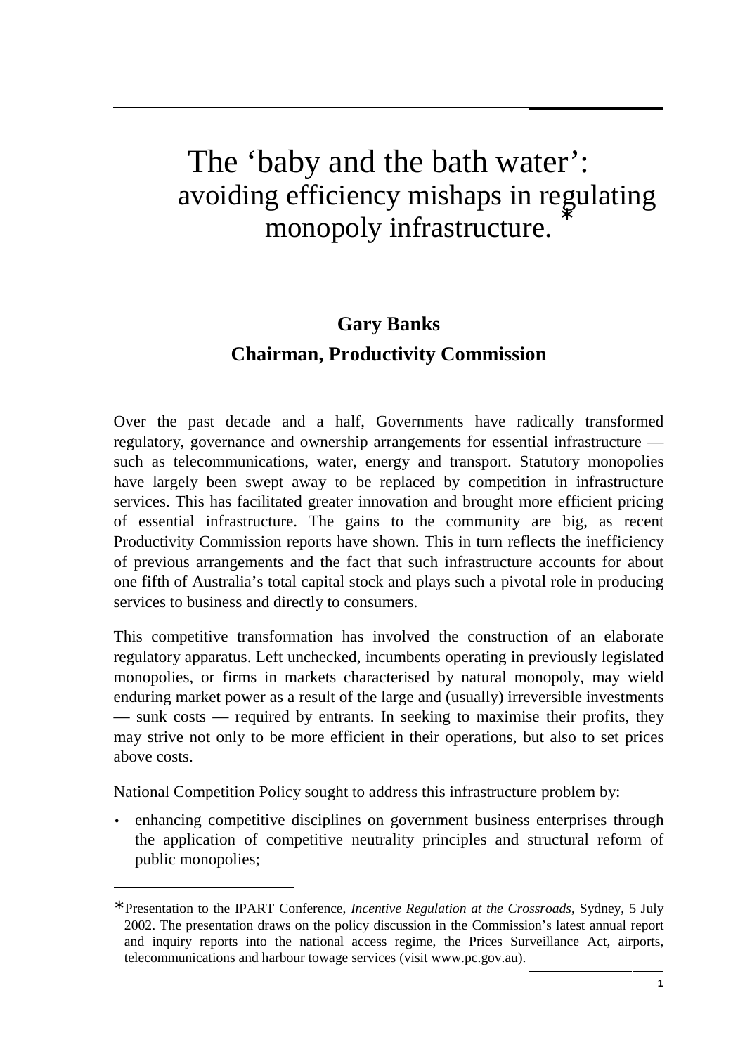# The 'baby and the bath water': avoiding efficiency mishaps in regulating monopoly infrastructure. *

**Gary Banks**

**Chairman, Productivity Commission**

Over the past decade and a half, Governments have radically transformed regulatory, governance and ownership arrangements for essential infrastructure — such as telecommunications, water, energy and transport. Statutory monopolies have largely been swept away to be replaced by competition in infrastructure services. This has facilitated greater innovation and brought more efficient pricing of essential infrastructure. The gains to the community are big, as recent Productivity Commission reports have shown. This in turn reflects the inefficiency of previous arrangements and the fact that such infrastructure accounts for about one fifth of Australia's total capital stock and plays such a pivotal role in producing services to business and directly to consumers.

This competitive transformation has involved the construction of an elaborate regulatory apparatus. Left unchecked, incumbents operating in previously legislated monopolies, or firms in markets characterised by natural monopoly, may wield enduring market power as a result of the large and (usually) irreversible investments — sunk costs — required by entrants. In seeking to maximise their profits, they may strive not only to be more efficient in their operations, but also to set prices above costs.

National Competition Policy sought to address this infrastructure problem by:

- enhancing competitive disciplines on government business enterprises through the application of competitive neutrality principles and structural reform of public monopolies;

---

* Presentation to the IPART Conference, *Incentive Regulation at the Crossroads*, Sydney, 5 July 2002. The presentation draws on the policy discussion in the Commission's latest annual report and inquiry reports into the national access regime, the Prices Surveillance Act, airports, telecommunications and harbour towage services (visit www.pc.gov.au).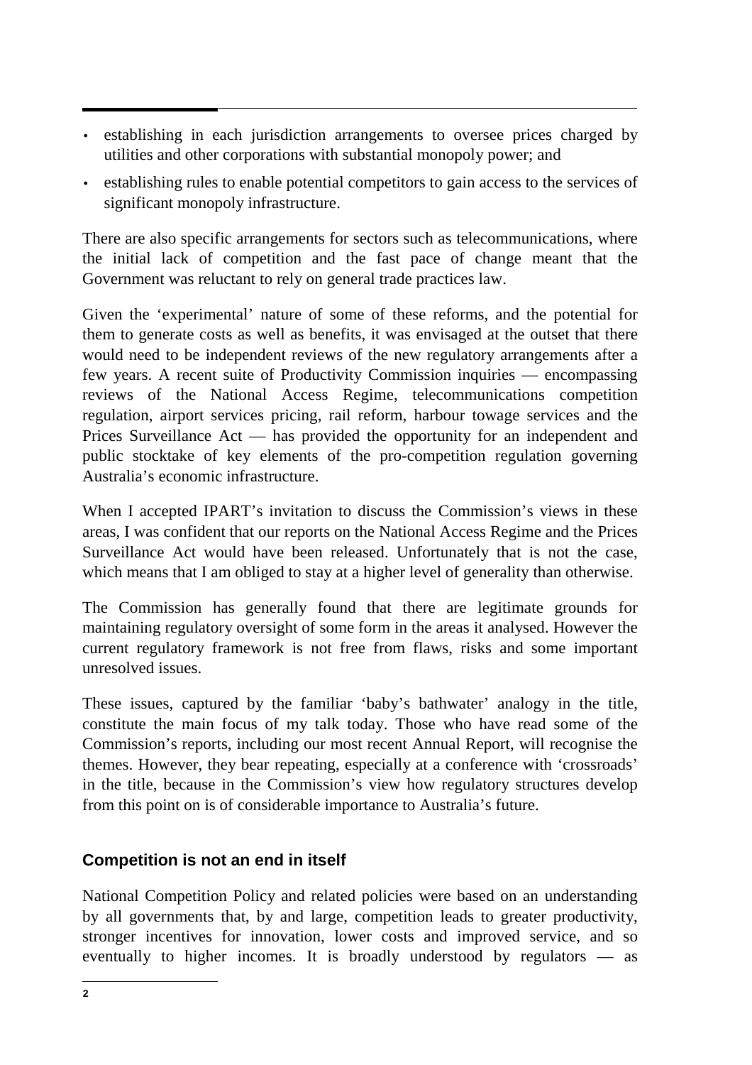- establishing in each jurisdiction arrangements to oversee prices charged by utilities and other corporations with substantial monopoly power; and
- establishing rules to enable potential competitors to gain access to the services of significant monopoly infrastructure.

There are also specific arrangements for sectors such as telecommunications, where the initial lack of competition and the fast pace of change meant that the Government was reluctant to rely on general trade practices law.

Given the 'experimental' nature of some of these reforms, and the potential for them to generate costs as well as benefits, it was envisaged at the outset that there would need to be independent reviews of the new regulatory arrangements after a few years. A recent suite of Productivity Commission inquiries — encompassing reviews of the National Access Regime, telecommunications competition regulation, airport services pricing, rail reform, harbour towage services and the Prices Surveillance Act — has provided the opportunity for an independent and public stocktake of key elements of the pro-competition regulation governing Australia's economic infrastructure.

When I accepted IPART's invitation to discuss the Commission's views in these areas, I was confident that our reports on the National Access Regime and the Prices Surveillance Act would have been released. Unfortunately that is not the case, which means that I am obliged to stay at a higher level of generality than otherwise.

The Commission has generally found that there are legitimate grounds for maintaining regulatory oversight of some form in the areas it analysed. However the current regulatory framework is not free from flaws, risks and some important unresolved issues.

These issues, captured by the familiar 'baby's bathwater' analogy in the title, constitute the main focus of my talk today. Those who have read some of the Commission's reports, including our most recent Annual Report, will recognise the themes. However, they bear repeating, especially at a conference with 'crossroads' in the title, because in the Commission's view how regulatory structures develop from this point on is of considerable importance to Australia's future.

## Competition is not an end in itself

National Competition Policy and related policies were based on an understanding by all governments that, by and large, competition leads to greater productivity, stronger incentives for innovation, lower costs and improved service, and so eventually to higher incomes. It is broadly understood by regulators — as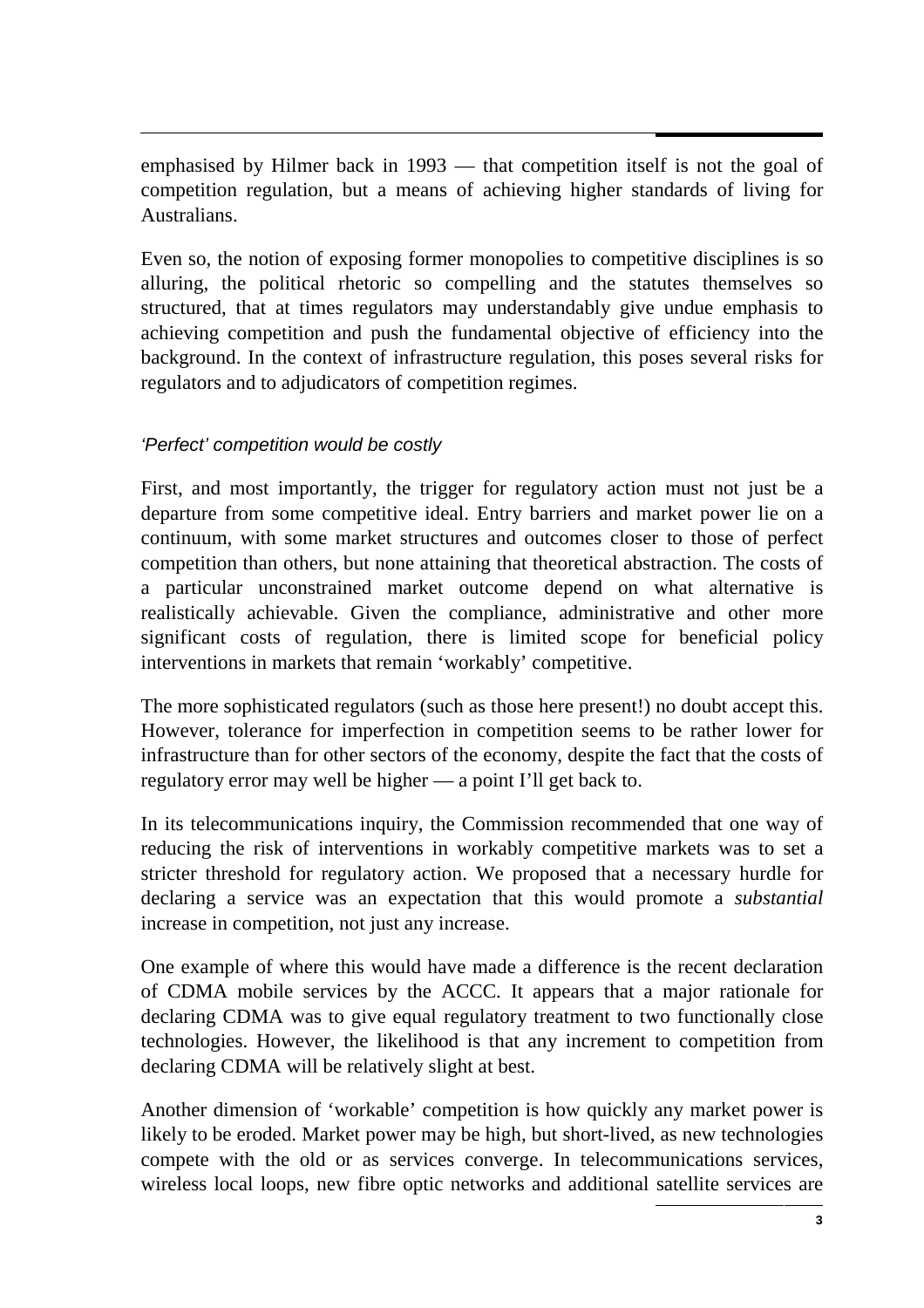emphasised by Hilmer back in 1993 — that competition itself is not the goal of competition regulation, but a means of achieving higher standards of living for Australians.

Even so, the notion of exposing former monopolies to competitive disciplines is so alluring, the political rhetoric so compelling and the statutes themselves so structured, that at times regulators may understandably give undue emphasis to achieving competition and push the fundamental objective of efficiency into the background. In the context of infrastructure regulation, this poses several risks for regulators and to adjudicators of competition regimes.

### *'Perfect' competition would be costly*

First, and most importantly, the trigger for regulatory action must not just be a departure from some competitive ideal. Entry barriers and market power lie on a continuum, with some market structures and outcomes closer to those of perfect competition than others, but none attaining that theoretical abstraction. The costs of a particular unconstrained market outcome depend on what alternative is realistically achievable. Given the compliance, administrative and other more significant costs of regulation, there is limited scope for beneficial policy interventions in markets that remain 'workably' competitive.

The more sophisticated regulators (such as those here present!) no doubt accept this. However, tolerance for imperfection in competition seems to be rather lower for infrastructure than for other sectors of the economy, despite the fact that the costs of regulatory error may well be higher — a point I'll get back to.

In its telecommunications inquiry, the Commission recommended that one way of reducing the risk of interventions in workably competitive markets was to set a stricter threshold for regulatory action. We proposed that a necessary hurdle for declaring a service was an expectation that this would promote a *substantial* increase in competition, not just any increase.

One example of where this would have made a difference is the recent declaration of CDMA mobile services by the ACCC. It appears that a major rationale for declaring CDMA was to give equal regulatory treatment to two functionally close technologies. However, the likelihood is that any increment to competition from declaring CDMA will be relatively slight at best.

Another dimension of 'workable' competition is how quickly any market power is likely to be eroded. Market power may be high, but short-lived, as new technologies compete with the old or as services converge. In telecommunications services, wireless local loops, new fibre optic networks and additional satellite services are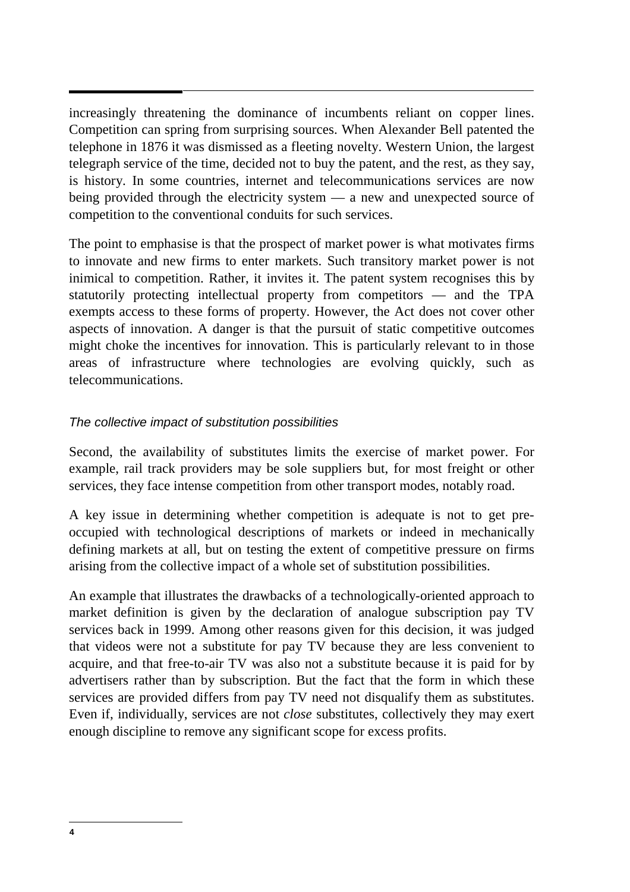increasingly threatening the dominance of incumbents reliant on copper lines. Competition can spring from surprising sources. When Alexander Bell patented the telephone in 1876 it was dismissed as a fleeting novelty. Western Union, the largest telegraph service of the time, decided not to buy the patent, and the rest, as they say, is history. In some countries, internet and telecommunications services are now being provided through the electricity system — a new and unexpected source of competition to the conventional conduits for such services.

The point to emphasise is that the prospect of market power is what motivates firms to innovate and new firms to enter markets. Such transitory market power is not inimical to competition. Rather, it invites it. The patent system recognises this by statutorily protecting intellectual property from competitors — and the TPA exempts access to these forms of property. However, the Act does not cover other aspects of innovation. A danger is that the pursuit of static competitive outcomes might choke the incentives for innovation. This is particularly relevant to in those areas of infrastructure where technologies are evolving quickly, such as telecommunications.

### *The collective impact of substitution possibilities*

Second, the availability of substitutes limits the exercise of market power. For example, rail track providers may be sole suppliers but, for most freight or other services, they face intense competition from other transport modes, notably road.

A key issue in determining whether competition is adequate is not to get pre-occupied with technological descriptions of markets or indeed in mechanically defining markets at all, but on testing the extent of competitive pressure on firms arising from the collective impact of a whole set of substitution possibilities.

An example that illustrates the drawbacks of a technologically-oriented approach to market definition is given by the declaration of analogue subscription pay TV services back in 1999. Among other reasons given for this decision, it was judged that videos were not a substitute for pay TV because they are less convenient to acquire, and that free-to-air TV was also not a substitute because it is paid for by advertisers rather than by subscription. But the fact that the form in which these services are provided differs from pay TV need not disqualify them as substitutes. Even if, individually, services are not *close* substitutes, collectively they may exert enough discipline to remove any significant scope for excess profits.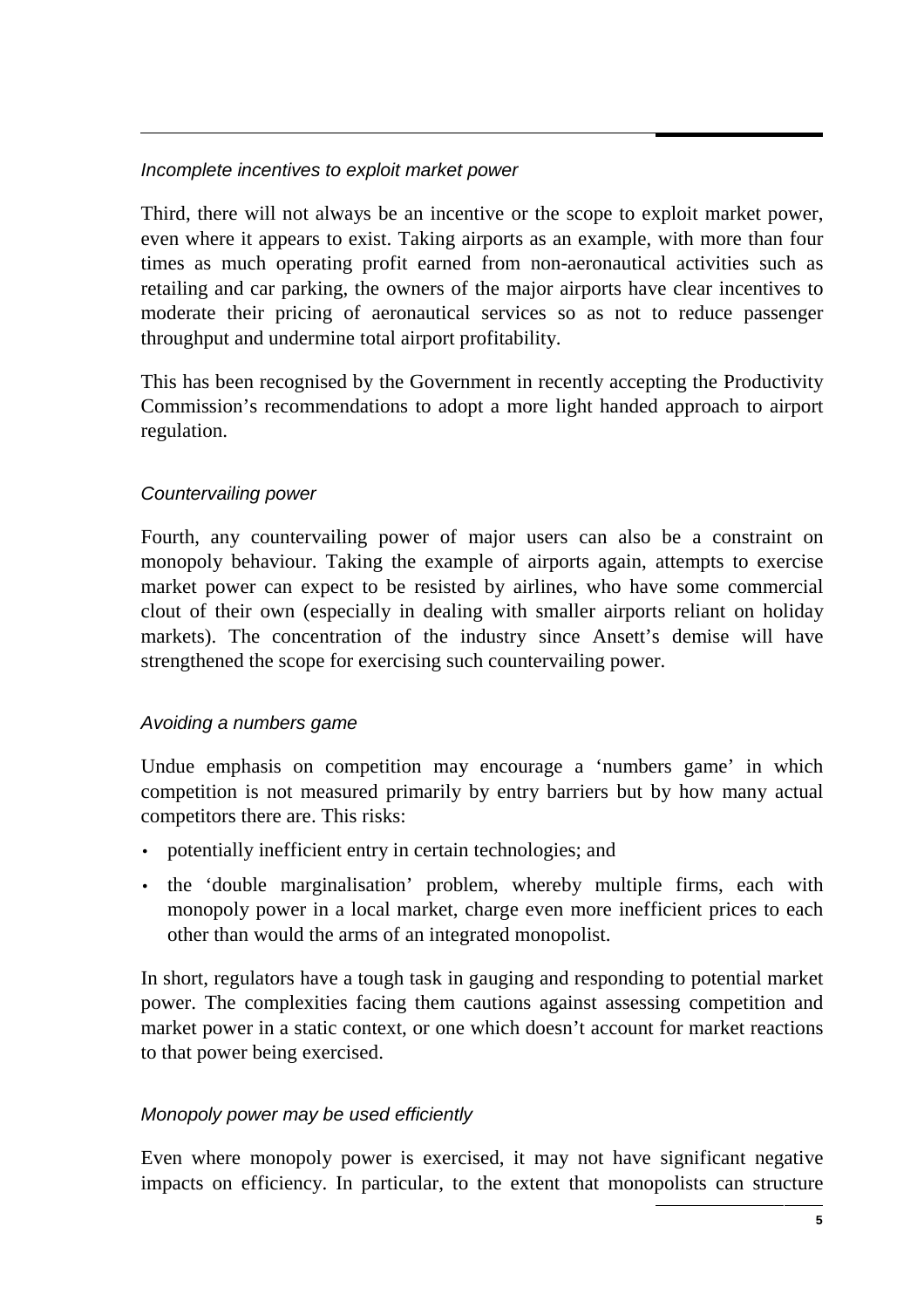*Incomplete incentives to exploit market power*

Third, there will not always be an incentive or the scope to exploit market power, even where it appears to exist. Taking airports as an example, with more than four times as much operating profit earned from non-aeronautical activities such as retailing and car parking, the owners of the major airports have clear incentives to moderate their pricing of aeronautical services so as not to reduce passenger throughput and undermine total airport profitability.

This has been recognised by the Government in recently accepting the Productivity Commission's recommendations to adopt a more light handed approach to airport regulation.

*Countervailing power*

Fourth, any countervailing power of major users can also be a constraint on monopoly behaviour. Taking the example of airports again, attempts to exercise market power can expect to be resisted by airlines, who have some commercial clout of their own (especially in dealing with smaller airports reliant on holiday markets). The concentration of the industry since Ansett's demise will have strengthened the scope for exercising such countervailing power.

*Avoiding a numbers game*

Undue emphasis on competition may encourage a 'numbers game' in which competition is not measured primarily by entry barriers but by how many actual competitors there are. This risks:

- potentially inefficient entry in certain technologies; and
- the 'double marginalisation' problem, whereby multiple firms, each with monopoly power in a local market, charge even more inefficient prices to each other than would the arms of an integrated monopolist.

In short, regulators have a tough task in gauging and responding to potential market power. The complexities facing them cautions against assessing competition and market power in a static context, or one which doesn't account for market reactions to that power being exercised.

*Monopoly power may be used efficiently*

Even where monopoly power is exercised, it may not have significant negative impacts on efficiency. In particular, to the extent that monopolists can structure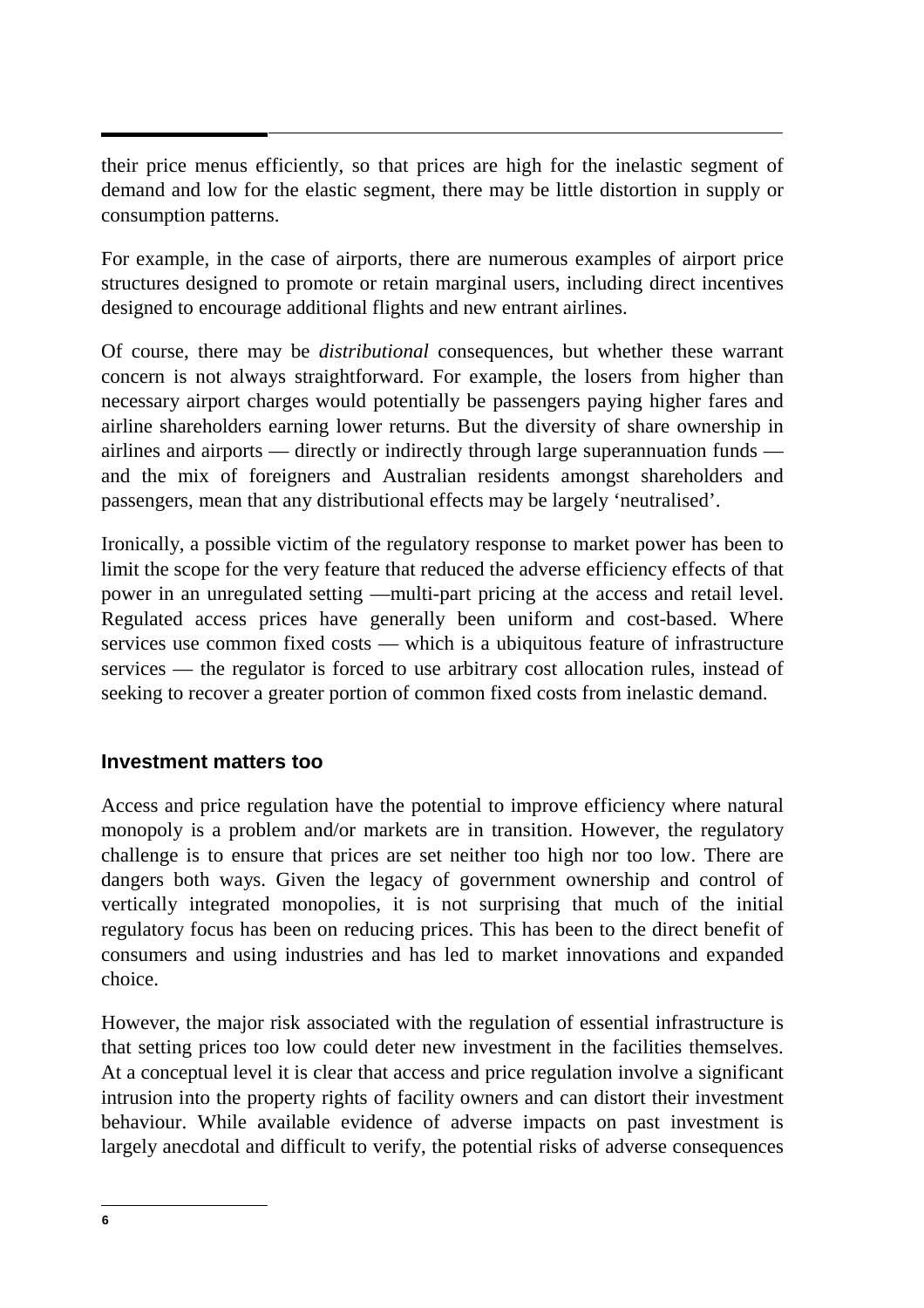their price menus efficiently, so that prices are high for the inelastic segment of demand and low for the elastic segment, there may be little distortion in supply or consumption patterns.

For example, in the case of airports, there are numerous examples of airport price structures designed to promote or retain marginal users, including direct incentives designed to encourage additional flights and new entrant airlines.

Of course, there may be *distributional* consequences, but whether these warrant concern is not always straightforward. For example, the losers from higher than necessary airport charges would potentially be passengers paying higher fares and airline shareholders earning lower returns. But the diversity of share ownership in airlines and airports — directly or indirectly through large superannuation funds — and the mix of foreigners and Australian residents amongst shareholders and passengers, mean that any distributional effects may be largely 'neutralised'.

Ironically, a possible victim of the regulatory response to market power has been to limit the scope for the very feature that reduced the adverse efficiency effects of that power in an unregulated setting —multi-part pricing at the access and retail level. Regulated access prices have generally been uniform and cost-based. Where services use common fixed costs — which is a ubiquitous feature of infrastructure services — the regulator is forced to use arbitrary cost allocation rules, instead of seeking to recover a greater portion of common fixed costs from inelastic demand.

### Investment matters too

Access and price regulation have the potential to improve efficiency where natural monopoly is a problem and/or markets are in transition. However, the regulatory challenge is to ensure that prices are set neither too high nor too low. There are dangers both ways. Given the legacy of government ownership and control of vertically integrated monopolies, it is not surprising that much of the initial regulatory focus has been on reducing prices. This has been to the direct benefit of consumers and using industries and has led to market innovations and expanded choice.

However, the major risk associated with the regulation of essential infrastructure is that setting prices too low could deter new investment in the facilities themselves. At a conceptual level it is clear that access and price regulation involve a significant intrusion into the property rights of facility owners and can distort their investment behaviour. While available evidence of adverse impacts on past investment is largely anecdotal and difficult to verify, the potential risks of adverse consequences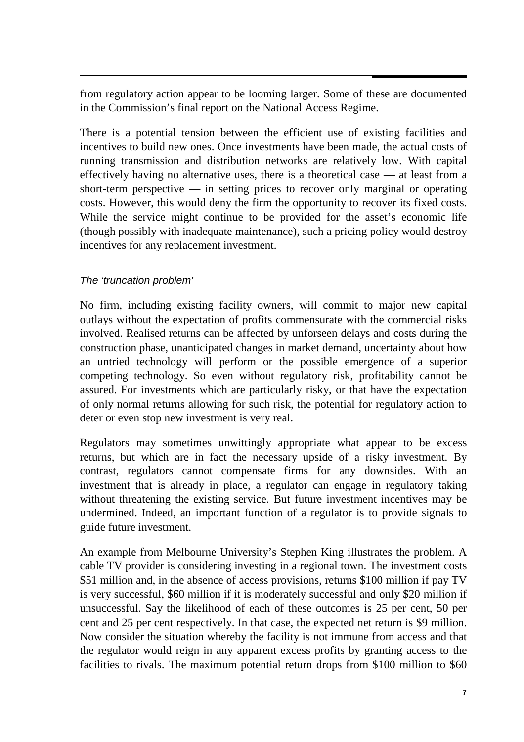from regulatory action appear to be looming larger. Some of these are documented in the Commission's final report on the National Access Regime.

There is a potential tension between the efficient use of existing facilities and incentives to build new ones. Once investments have been made, the actual costs of running transmission and distribution networks are relatively low. With capital effectively having no alternative uses, there is a theoretical case — at least from a short-term perspective — in setting prices to recover only marginal or operating costs. However, this would deny the firm the opportunity to recover its fixed costs. While the service might continue to be provided for the asset's economic life (though possibly with inadequate maintenance), such a pricing policy would destroy incentives for any replacement investment.

### *The 'truncation problem'*

No firm, including existing facility owners, will commit to major new capital outlays without the expectation of profits commensurate with the commercial risks involved. Realised returns can be affected by unforseen delays and costs during the construction phase, unanticipated changes in market demand, uncertainty about how an untried technology will perform or the possible emergence of a superior competing technology. So even without regulatory risk, profitability cannot be assured. For investments which are particularly risky, or that have the expectation of only normal returns allowing for such risk, the potential for regulatory action to deter or even stop new investment is very real.

Regulators may sometimes unwittingly appropriate what appear to be excess returns, but which are in fact the necessary upside of a risky investment. By contrast, regulators cannot compensate firms for any downsides. With an investment that is already in place, a regulator can engage in regulatory taking without threatening the existing service. But future investment incentives may be undermined. Indeed, an important function of a regulator is to provide signals to guide future investment.

An example from Melbourne University's Stephen King illustrates the problem. A cable TV provider is considering investing in a regional town. The investment costs $51 million and, in the absence of access provisions, returns $100 million if pay TV is very successful, $60 million if it is moderately successful and only $20 million if unsuccessful. Say the likelihood of each of these outcomes is 25 per cent, 50 per cent and 25 per cent respectively. In that case, the expected net return is $9 million. Now consider the situation whereby the facility is not immune from access and that the regulator would reign in any apparent excess profits by granting access to the facilities to rivals. The maximum potential return drops from $100 million to $60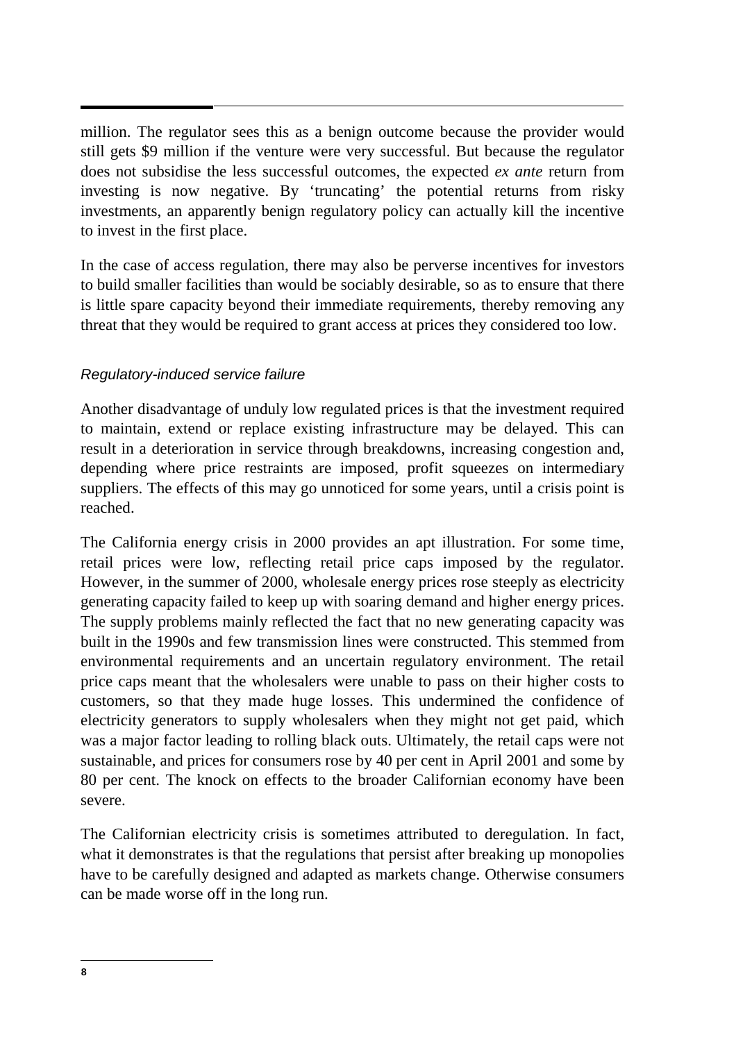million. The regulator sees this as a benign outcome because the provider would still gets $9 million if the venture were very successful. But because the regulator does not subsidise the less successful outcomes, the expected *ex ante* return from investing is now negative. By 'truncating' the potential returns from risky investments, an apparently benign regulatory policy can actually kill the incentive to invest in the first place.

In the case of access regulation, there may also be perverse incentives for investors to build smaller facilities than would be sociably desirable, so as to ensure that there is little spare capacity beyond their immediate requirements, thereby removing any threat that they would be required to grant access at prices they considered too low.

### *Regulatory-induced service failure*

Another disadvantage of unduly low regulated prices is that the investment required to maintain, extend or replace existing infrastructure may be delayed. This can result in a deterioration in service through breakdowns, increasing congestion and, depending where price restraints are imposed, profit squeezes on intermediary suppliers. The effects of this may go unnoticed for some years, until a crisis point is reached.

The California energy crisis in 2000 provides an apt illustration. For some time, retail prices were low, reflecting retail price caps imposed by the regulator. However, in the summer of 2000, wholesale energy prices rose steeply as electricity generating capacity failed to keep up with soaring demand and higher energy prices. The supply problems mainly reflected the fact that no new generating capacity was built in the 1990s and few transmission lines were constructed. This stemmed from environmental requirements and an uncertain regulatory environment. The retail price caps meant that the wholesalers were unable to pass on their higher costs to customers, so that they made huge losses. This undermined the confidence of electricity generators to supply wholesalers when they might not get paid, which was a major factor leading to rolling black outs. Ultimately, the retail caps were not sustainable, and prices for consumers rose by 40 per cent in April 2001 and some by 80 per cent. The knock on effects to the broader Californian economy have been severe.

The Californian electricity crisis is sometimes attributed to deregulation. In fact, what it demonstrates is that the regulations that persist after breaking up monopolies have to be carefully designed and adapted as markets change. Otherwise consumers can be made worse off in the long run.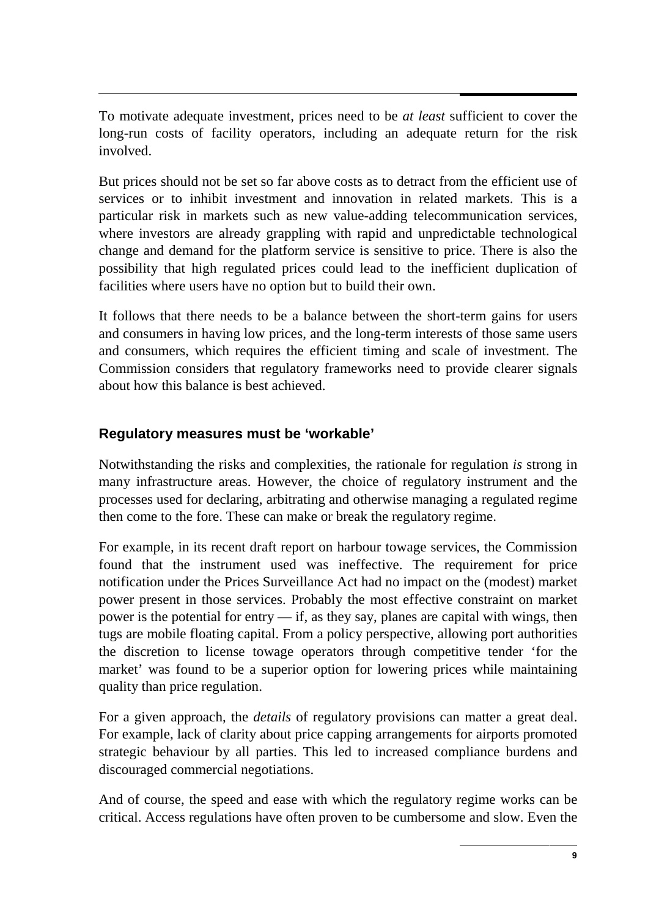To motivate adequate investment, prices need to be *at least* sufficient to cover the long-run costs of facility operators, including an adequate return for the risk involved.

But prices should not be set so far above costs as to detract from the efficient use of services or to inhibit investment and innovation in related markets. This is a particular risk in markets such as new value-adding telecommunication services, where investors are already grappling with rapid and unpredictable technological change and demand for the platform service is sensitive to price. There is also the possibility that high regulated prices could lead to the inefficient duplication of facilities where users have no option but to build their own.

It follows that there needs to be a balance between the short-term gains for users and consumers in having low prices, and the long-term interests of those same users and consumers, which requires the efficient timing and scale of investment. The Commission considers that regulatory frameworks need to provide clearer signals about how this balance is best achieved.

### Regulatory measures must be 'workable'

Notwithstanding the risks and complexities, the rationale for regulation *is* strong in many infrastructure areas. However, the choice of regulatory instrument and the processes used for declaring, arbitrating and otherwise managing a regulated regime then come to the fore. These can make or break the regulatory regime.

For example, in its recent draft report on harbour towage services, the Commission found that the instrument used was ineffective. The requirement for price notification under the Prices Surveillance Act had no impact on the (modest) market power present in those services. Probably the most effective constraint on market power is the potential for entry — if, as they say, planes are capital with wings, then tugs are mobile floating capital. From a policy perspective, allowing port authorities the discretion to license towage operators through competitive tender 'for the market' was found to be a superior option for lowering prices while maintaining quality than price regulation.

For a given approach, the *details* of regulatory provisions can matter a great deal. For example, lack of clarity about price capping arrangements for airports promoted strategic behaviour by all parties. This led to increased compliance burdens and discouraged commercial negotiations.

And of course, the speed and ease with which the regulatory regime works can be critical. Access regulations have often proven to be cumbersome and slow. Even the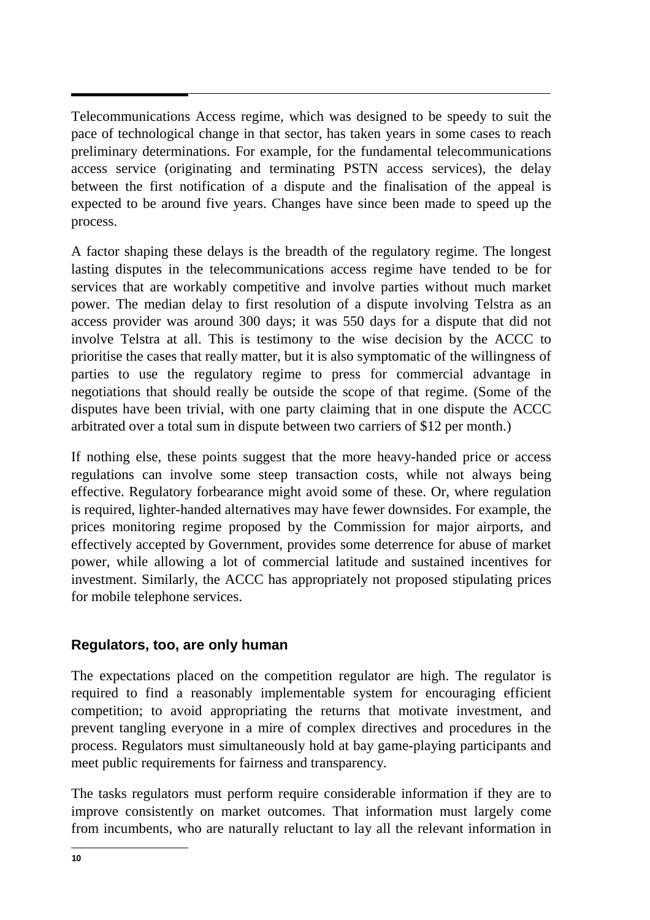Telecommunications Access regime, which was designed to be speedy to suit the pace of technological change in that sector, has taken years in some cases to reach preliminary determinations. For example, for the fundamental telecommunications access service (originating and terminating PSTN access services), the delay between the first notification of a dispute and the finalisation of the appeal is expected to be around five years. Changes have since been made to speed up the process.

A factor shaping these delays is the breadth of the regulatory regime. The longest lasting disputes in the telecommunications access regime have tended to be for services that are workably competitive and involve parties without much market power. The median delay to first resolution of a dispute involving Telstra as an access provider was around 300 days; it was 550 days for a dispute that did not involve Telstra at all. This is testimony to the wise decision by the ACCC to prioritise the cases that really matter, but it is also symptomatic of the willingness of parties to use the regulatory regime to press for commercial advantage in negotiations that should really be outside the scope of that regime. (Some of the disputes have been trivial, with one party claiming that in one dispute the ACCC arbitrated over a total sum in dispute between two carriers of $12 per month.)

If nothing else, these points suggest that the more heavy-handed price or access regulations can involve some steep transaction costs, while not always being effective. Regulatory forbearance might avoid some of these. Or, where regulation is required, lighter-handed alternatives may have fewer downsides. For example, the prices monitoring regime proposed by the Commission for major airports, and effectively accepted by Government, provides some deterrence for abuse of market power, while allowing a lot of commercial latitude and sustained incentives for investment. Similarly, the ACCC has appropriately not proposed stipulating prices for mobile telephone services.

## Regulators, too, are only human

The expectations placed on the competition regulator are high. The regulator is required to find a reasonably implementable system for encouraging efficient competition; to avoid appropriating the returns that motivate investment, and prevent tangling everyone in a mire of complex directives and procedures in the process. Regulators must simultaneously hold at bay game-playing participants and meet public requirements for fairness and transparency.

The tasks regulators must perform require considerable information if they are to improve consistently on market outcomes. That information must largely come from incumbents, who are naturally reluctant to lay all the relevant information in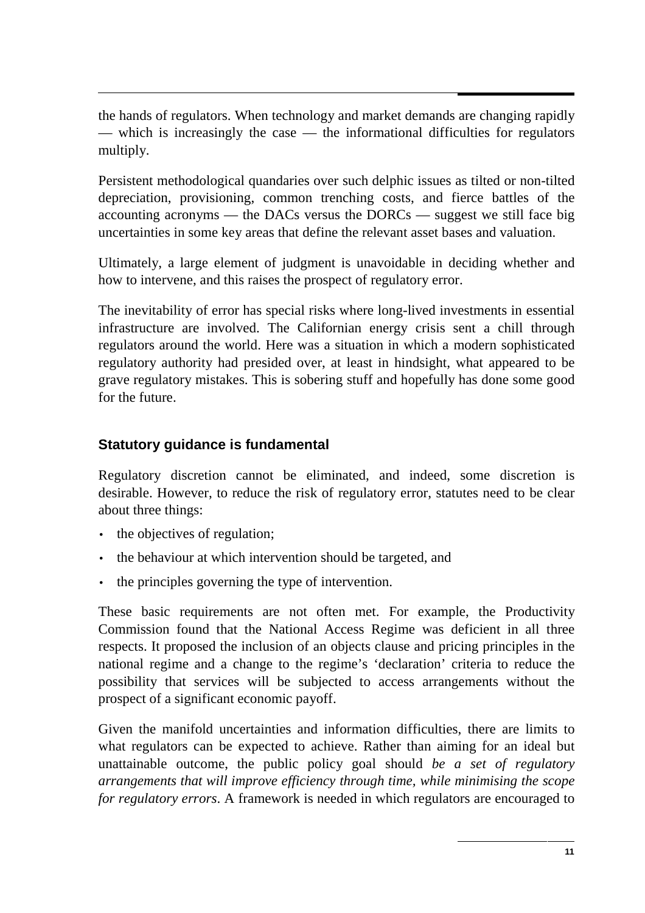the hands of regulators. When technology and market demands are changing rapidly — which is increasingly the case — the informational difficulties for regulators multiply.

Persistent methodological quandaries over such delphic issues as tilted or non-tilted depreciation, provisioning, common trenching costs, and fierce battles of the accounting acronyms — the DACs versus the DORCs — suggest we still face big uncertainties in some key areas that define the relevant asset bases and valuation.

Ultimately, a large element of judgment is unavoidable in deciding whether and how to intervene, and this raises the prospect of regulatory error.

The inevitability of error has special risks where long-lived investments in essential infrastructure are involved. The Californian energy crisis sent a chill through regulators around the world. Here was a situation in which a modern sophisticated regulatory authority had presided over, at least in hindsight, what appeared to be grave regulatory mistakes. This is sobering stuff and hopefully has done some good for the future.

### Statutory guidance is fundamental

Regulatory discretion cannot be eliminated, and indeed, some discretion is desirable. However, to reduce the risk of regulatory error, statutes need to be clear about three things:

- the objectives of regulation;
- the behaviour at which intervention should be targeted, and
- the principles governing the type of intervention.

These basic requirements are not often met. For example, the Productivity Commission found that the National Access Regime was deficient in all three respects. It proposed the inclusion of an objects clause and pricing principles in the national regime and a change to the regime's 'declaration' criteria to reduce the possibility that services will be subjected to access arrangements without the prospect of a significant economic payoff.

Given the manifold uncertainties and information difficulties, there are limits to what regulators can be expected to achieve. Rather than aiming for an ideal but unattainable outcome, the public policy goal should *be a set of regulatory arrangements that will improve efficiency through time, while minimising the scope for regulatory errors*. A framework is needed in which regulators are encouraged to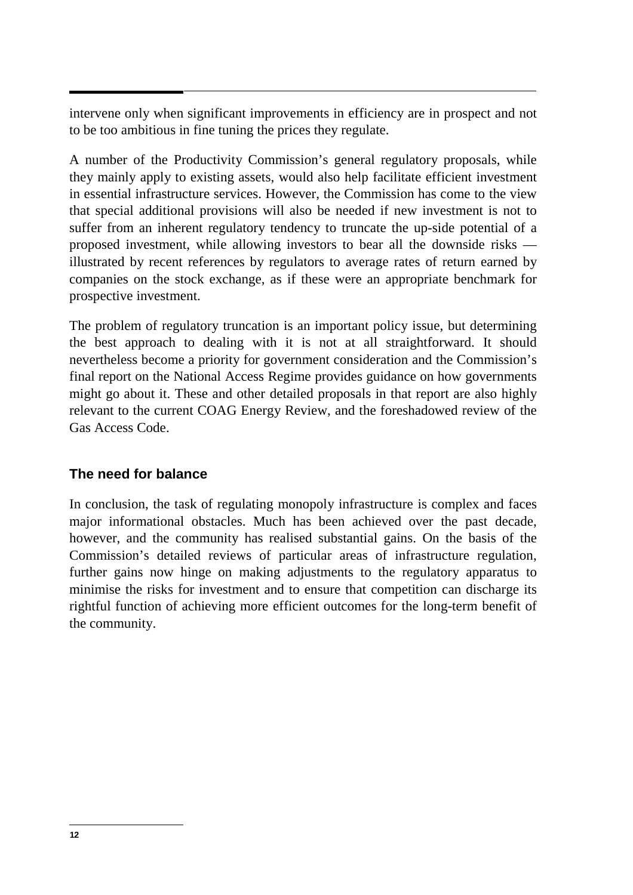intervene only when significant improvements in efficiency are in prospect and not to be too ambitious in fine tuning the prices they regulate.

A number of the Productivity Commission's general regulatory proposals, while they mainly apply to existing assets, would also help facilitate efficient investment in essential infrastructure services. However, the Commission has come to the view that special additional provisions will also be needed if new investment is not to suffer from an inherent regulatory tendency to truncate the up-side potential of a proposed investment, while allowing investors to bear all the downside risks — illustrated by recent references by regulators to average rates of return earned by companies on the stock exchange, as if these were an appropriate benchmark for prospective investment.

The problem of regulatory truncation is an important policy issue, but determining the best approach to dealing with it is not at all straightforward. It should nevertheless become a priority for government consideration and the Commission's final report on the National Access Regime provides guidance on how governments might go about it. These and other detailed proposals in that report are also highly relevant to the current COAG Energy Review, and the foreshadowed review of the Gas Access Code.

### The need for balance

In conclusion, the task of regulating monopoly infrastructure is complex and faces major informational obstacles. Much has been achieved over the past decade, however, and the community has realised substantial gains. On the basis of the Commission's detailed reviews of particular areas of infrastructure regulation, further gains now hinge on making adjustments to the regulatory apparatus to minimise the risks for investment and to ensure that competition can discharge its rightful function of achieving more efficient outcomes for the long-term benefit of the community.